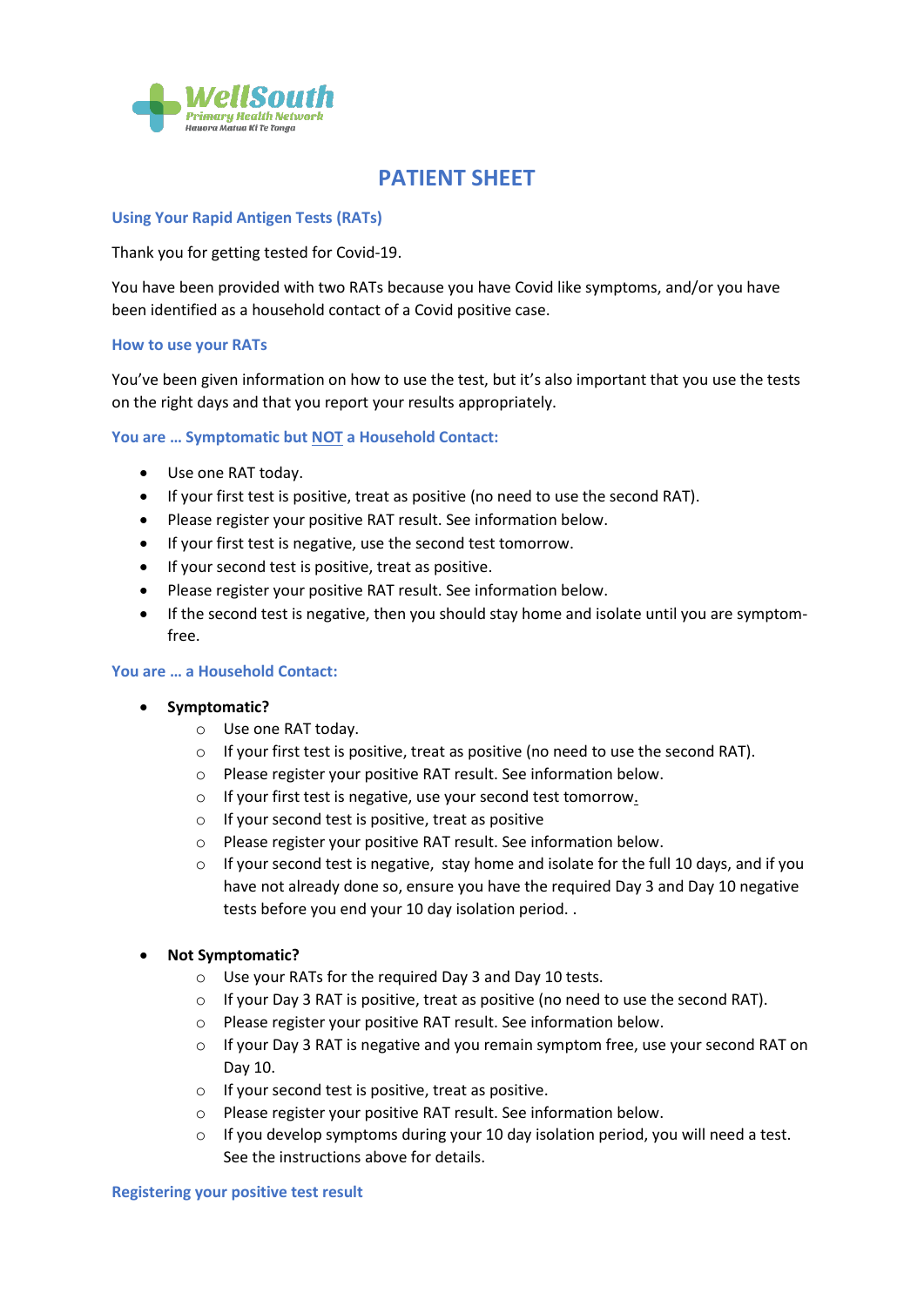WellSouth
Primary Health Network
Hauora Matua Ki Te Tonga

# PATIENT SHEET

## Using Your Rapid Antigen Tests (RATs)

Thank you for getting tested for Covid-19.

You have been provided with two RATs because you have Covid like symptoms, and/or you have been identified as a household contact of a Covid positive case.

## How to use your RATs

You've been given information on how to use the test, but it's also important that you use the tests on the right days and that you report your results appropriately.

### You are … Symptomatic but NOT a Household Contact:

- Use one RAT today.
- If your first test is positive, treat as positive (no need to use the second RAT).
- Please register your positive RAT result. See information below.
- If your first test is negative, use the second test tomorrow.
- If your second test is positive, treat as positive.
- Please register your positive RAT result. See information below.
- If the second test is negative, then you should stay home and isolate until you are symptom-free.

### You are … a Household Contact:

- **Symptomatic?**
  - Use one RAT today.
  - If your first test is positive, treat as positive (no need to use the second RAT).
  - Please register your positive RAT result. See information below.
  - If your first test is negative, use your second test tomorrow.
  - If your second test is positive, treat as positive
  - Please register your positive RAT result. See information below.
  - If your second test is negative, stay home and isolate for the full 10 days, and if you have not already done so, ensure you have the required Day 3 and Day 10 negative tests before you end your 10 day isolation period. .

- **Not Symptomatic?**
  - Use your RATs for the required Day 3 and Day 10 tests.
  - If your Day 3 RAT is positive, treat as positive (no need to use the second RAT).
  - Please register your positive RAT result. See information below.
  - If your Day 3 RAT is negative and you remain symptom free, use your second RAT on Day 10.
  - If your second test is positive, treat as positive.
  - Please register your positive RAT result. See information below.
  - If you develop symptoms during your 10 day isolation period, you will need a test. See the instructions above for details.

## Registering your positive test result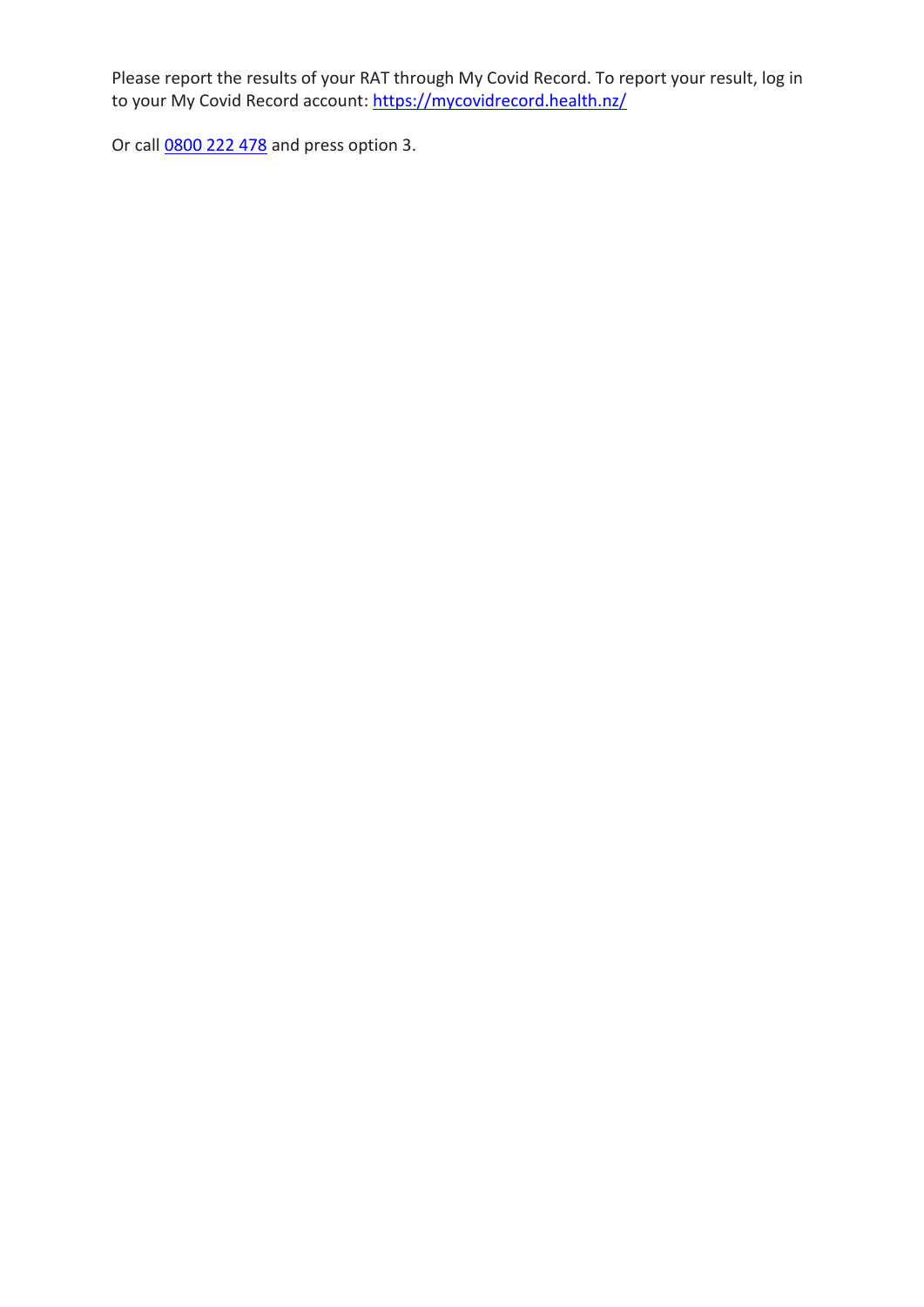Please report the results of your RAT through My Covid Record. To report your result, log in to your My Covid Record account: [https://mycovidrecord.health.nz/](https://mycovidrecord.health.nz/)

Or call [0800 222 478](tel:0800222478) and press option 3.